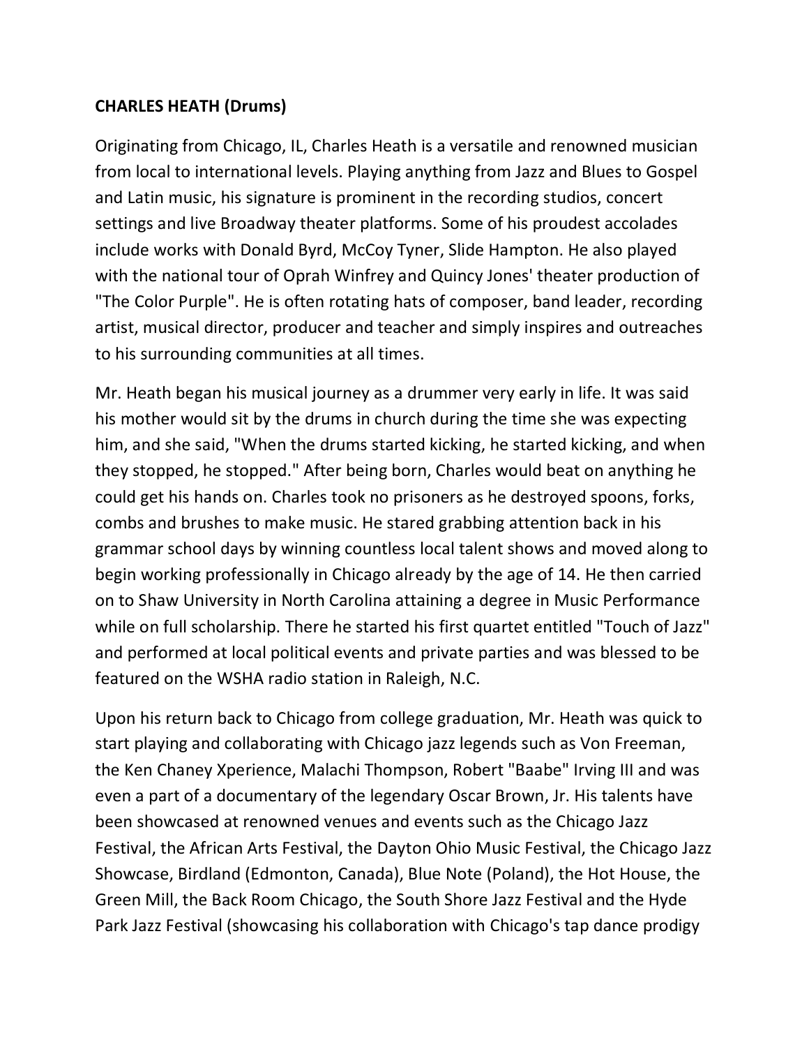**CHARLES HEATH (Drums)**

Originating from Chicago, IL, Charles Heath is a versatile and renowned musician from local to international levels. Playing anything from Jazz and Blues to Gospel and Latin music, his signature is prominent in the recording studios, concert settings and live Broadway theater platforms. Some of his proudest accolades include works with Donald Byrd, McCoy Tyner, Slide Hampton. He also played with the national tour of Oprah Winfrey and Quincy Jones' theater production of "The Color Purple". He is often rotating hats of composer, band leader, recording artist, musical director, producer and teacher and simply inspires and outreaches to his surrounding communities at all times.

Mr. Heath began his musical journey as a drummer very early in life. It was said his mother would sit by the drums in church during the time she was expecting him, and she said, "When the drums started kicking, he started kicking, and when they stopped, he stopped." After being born, Charles would beat on anything he could get his hands on. Charles took no prisoners as he destroyed spoons, forks, combs and brushes to make music. He stared grabbing attention back in his grammar school days by winning countless local talent shows and moved along to begin working professionally in Chicago already by the age of 14. He then carried on to Shaw University in North Carolina attaining a degree in Music Performance while on full scholarship. There he started his first quartet entitled "Touch of Jazz" and performed at local political events and private parties and was blessed to be featured on the WSHA radio station in Raleigh, N.C.

Upon his return back to Chicago from college graduation, Mr. Heath was quick to start playing and collaborating with Chicago jazz legends such as Von Freeman, the Ken Chaney Xperience, Malachi Thompson, Robert "Baabe" Irving III and was even a part of a documentary of the legendary Oscar Brown, Jr. His talents have been showcased at renowned venues and events such as the Chicago Jazz Festival, the African Arts Festival, the Dayton Ohio Music Festival, the Chicago Jazz Showcase, Birdland (Edmonton, Canada), Blue Note (Poland), the Hot House, the Green Mill, the Back Room Chicago, the South Shore Jazz Festival and the Hyde Park Jazz Festival (showcasing his collaboration with Chicago's tap dance prodigy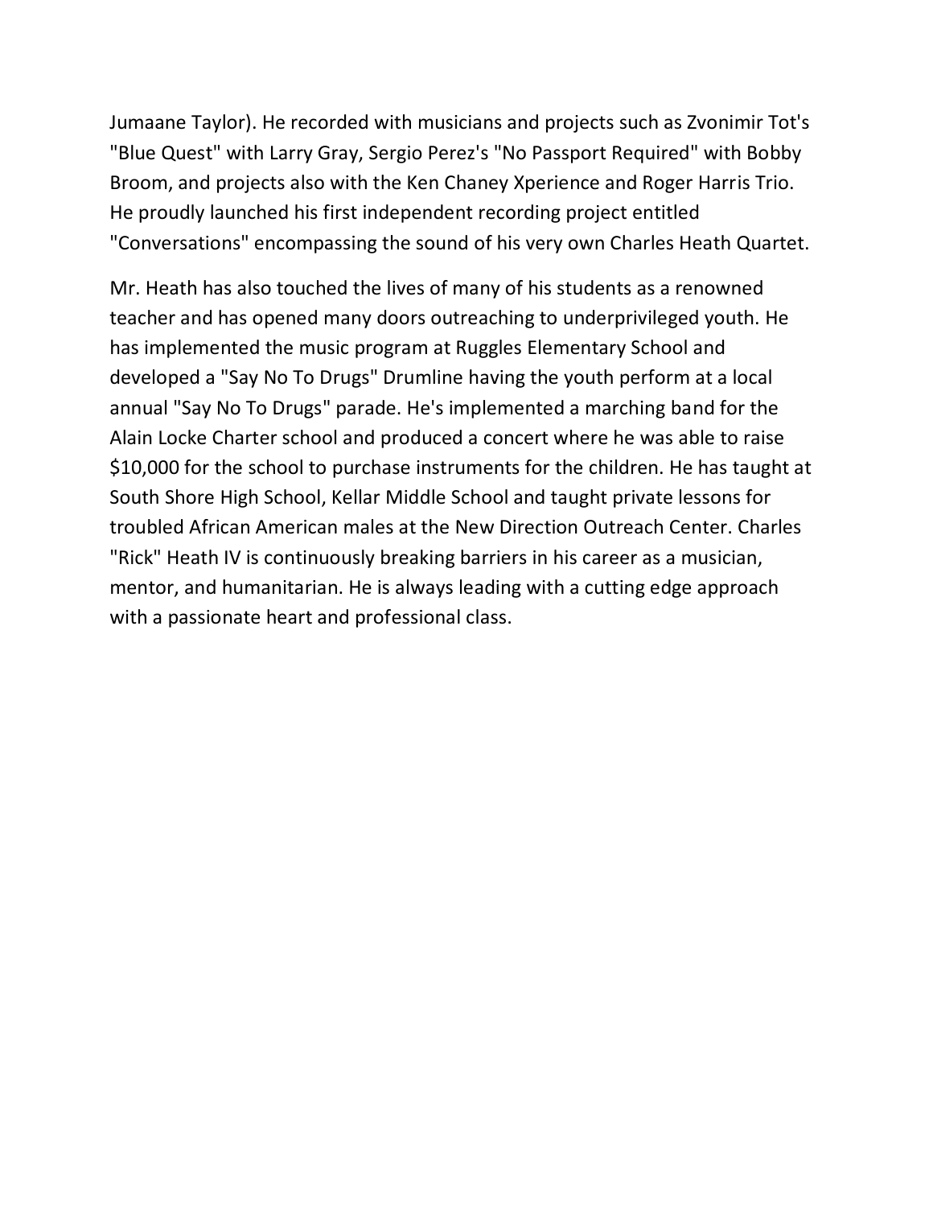Jumaane Taylor). He recorded with musicians and projects such as Zvonimir Tot's "Blue Quest" with Larry Gray, Sergio Perez's "No Passport Required" with Bobby Broom, and projects also with the Ken Chaney Xperience and Roger Harris Trio. He proudly launched his first independent recording project entitled "Conversations" encompassing the sound of his very own Charles Heath Quartet.

Mr. Heath has also touched the lives of many of his students as a renowned teacher and has opened many doors outreaching to underprivileged youth. He has implemented the music program at Ruggles Elementary School and developed a "Say No To Drugs" Drumline having the youth perform at a local annual "Say No To Drugs" parade. He's implemented a marching band for the Alain Locke Charter school and produced a concert where he was able to raise $10,000 for the school to purchase instruments for the children. He has taught at South Shore High School, Kellar Middle School and taught private lessons for troubled African American males at the New Direction Outreach Center. Charles "Rick" Heath IV is continuously breaking barriers in his career as a musician, mentor, and humanitarian. He is always leading with a cutting edge approach with a passionate heart and professional class.